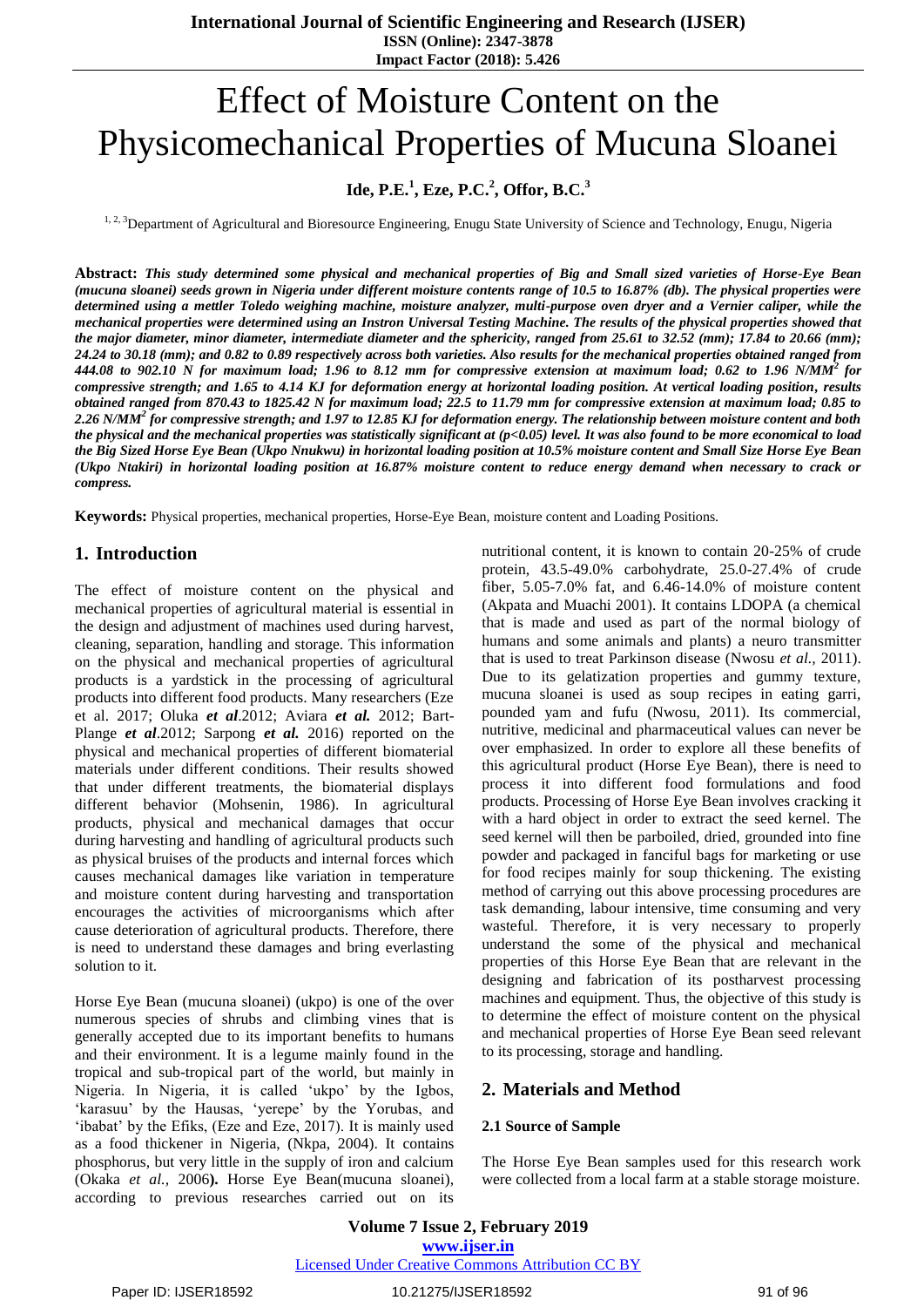# Effect of Moisture Content on the Physicomechanical Properties of Mucuna Sloanei

**Ide, P.E.[1], Eze, P.C.[2], Offor, B.C.[3]**

[1, 2, 3]Department of Agricultural and Bioresource Engineering, Enugu State University of Science and Technology, Enugu, Nigeria

**Abstract:** ***This study determined some physical and mechanical properties of Big and Small sized varieties of Horse-Eye Bean (mucuna sloanei) seeds grown in Nigeria under different moisture contents range of 10.5 to 16.87% (db). The physical properties were determined using a mettler Toledo weighing machine, moisture analyzer, multi-purpose oven dryer and a Vernier caliper, while the mechanical properties were determined using an Instron Universal Testing Machine. The results of the physical properties showed that the major diameter, minor diameter, intermediate diameter and the sphericity, ranged from 25.61 to 32.52 (mm); 17.84 to 20.66 (mm); 24.24 to 30.18 (mm); and 0.82 to 0.89 respectively across both varieties. Also results for the mechanical properties obtained ranged from 444.08 to 902.10 N for maximum load; 1.96 to 8.12 mm for compressive extension at maximum load; 0.62 to 1.96 N/MM$^2$ for compressive strength; and 1.65 to 4.14 KJ for deformation energy at horizontal loading position. At vertical loading position, results obtained ranged from 870.43 to 1825.42 N for maximum load; 22.5 to 11.79 mm for compressive extension at maximum load; 0.85 to 2.26 N/MM$^2$ for compressive strength; and 1.97 to 12.85 KJ for deformation energy. The relationship between moisture content and both the physical and the mechanical properties was statistically significant at ($p<0.05$) level. It was also found to be more economical to load the Big Sized Horse Eye Bean (Ukpo Nnukwu) in horizontal loading position at 10.5% moisture content and Small Size Horse Eye Bean (Ukpo Ntakiri) in horizontal loading position at 16.87% moisture content to reduce energy demand when necessary to crack or compress.***

**Keywords:** Physical properties, mechanical properties, Horse-Eye Bean, moisture content and Loading Positions.

## 1. Introduction

The effect of moisture content on the physical and mechanical properties of agricultural material is essential in the design and adjustment of machines used during harvest, cleaning, separation, handling and storage. This information on the physical and mechanical properties of agricultural products is a yardstick in the processing of agricultural products into different food products. Many researchers (Eze et al. 2017; Oluka ***et al***.2012; Aviara ***et al.*** 2012; Bart-Plange ***et al***.2012; Sarpong ***et al.*** 2016) reported on the physical and mechanical properties of different biomaterial materials under different conditions. Their results showed that under different treatments, the biomaterial displays different behavior (Mohsenin, 1986). In agricultural products, physical and mechanical damages that occur during harvesting and handling of agricultural products such as physical bruises of the products and internal forces which causes mechanical damages like variation in temperature and moisture content during harvesting and transportation encourages the activities of microorganisms which after cause deterioration of agricultural products. Therefore, there is need to understand these damages and bring everlasting solution to it.

Horse Eye Bean (mucuna sloanei) (ukpo) is one of the over numerous species of shrubs and climbing vines that is generally accepted due to its important benefits to humans and their environment. It is a legume mainly found in the tropical and sub-tropical part of the world, but mainly in Nigeria. In Nigeria, it is called 'ukpo' by the Igbos, 'karasuu' by the Hausas, 'yerepe' by the Yorubas, and 'ibabat' by the Efiks, (Eze and Eze, 2017). It is mainly used as a food thickener in Nigeria, (Nkpa, 2004). It contains phosphorus, but very little in the supply of iron and calcium (Okaka *et al.,* 2006**).** Horse Eye Bean(mucuna sloanei), according to previous researches carried out on its nutritional content, it is known to contain 20-25% of crude protein, 43.5-49.0% carbohydrate, 25.0-27.4% of crude fiber, 5.05-7.0% fat, and 6.46-14.0% of moisture content (Akpata and Muachi 2001). It contains LDOPA (a chemical that is made and used as part of the normal biology of humans and some animals and plants) a neuro transmitter that is used to treat Parkinson disease (Nwosu *et al.,* 2011). Due to its gelatization properties and gummy texture, mucuna sloanei is used as soup recipes in eating garri, pounded yam and fufu (Nwosu, 2011). Its commercial, nutritive, medicinal and pharmaceutical values can never be over emphasized. In order to explore all these benefits of this agricultural product (Horse Eye Bean), there is need to process it into different food formulations and food products. Processing of Horse Eye Bean involves cracking it with a hard object in order to extract the seed kernel. The seed kernel will then be parboiled, dried, grounded into fine powder and packaged in fanciful bags for marketing or use for food recipes mainly for soup thickening. The existing method of carrying out this above processing procedures are task demanding, labour intensive, time consuming and very wasteful. Therefore, it is very necessary to properly understand the some of the physical and mechanical properties of this Horse Eye Bean that are relevant in the designing and fabrication of its postharvest processing machines and equipment. Thus, the objective of this study is to determine the effect of moisture content on the physical and mechanical properties of Horse Eye Bean seed relevant to its processing, storage and handling.

## 2. Materials and Method

### 2.1 Source of Sample

The Horse Eye Bean samples used for this research work were collected from a local farm at a stable storage moisture.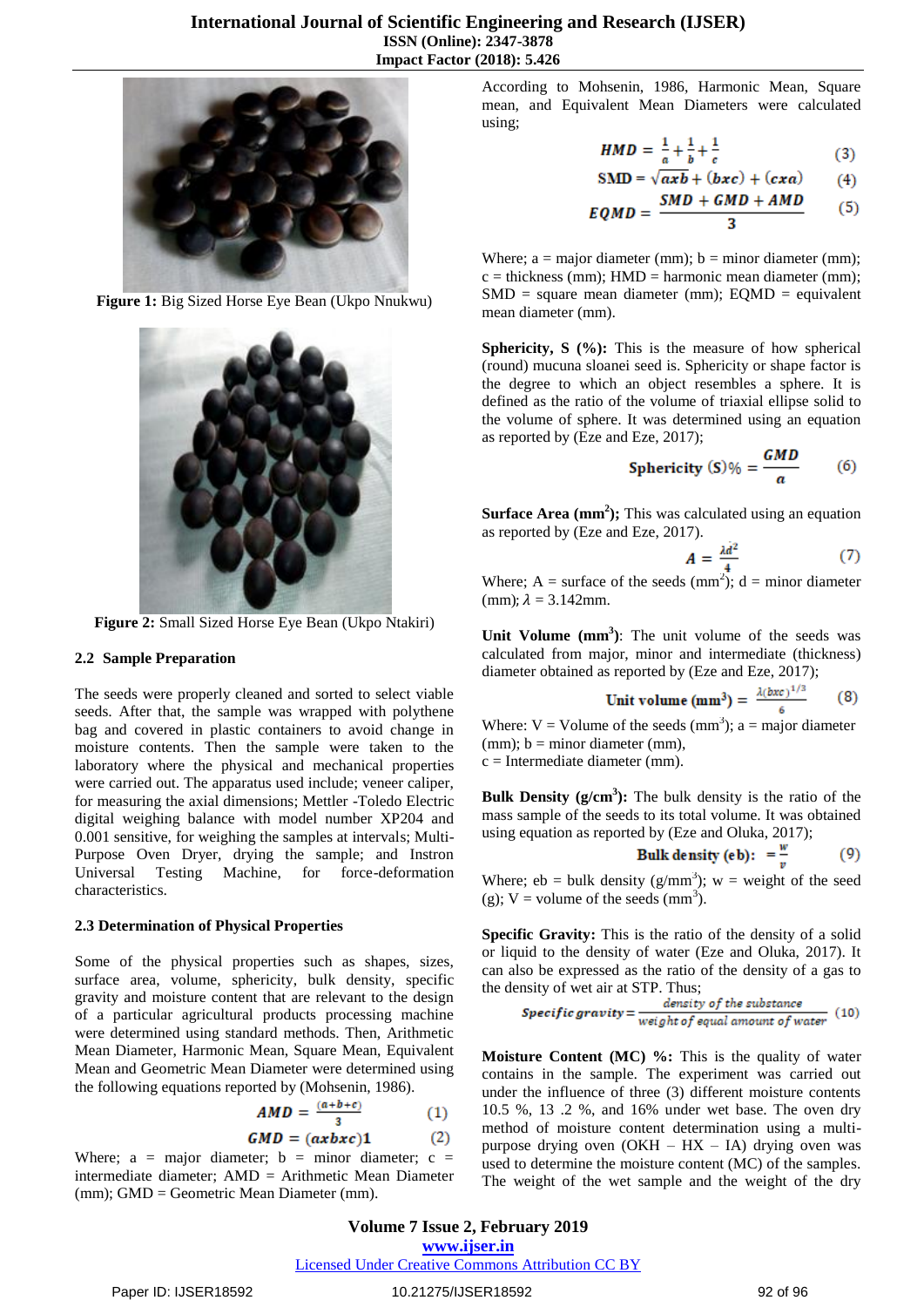Figure 1: Big Sized Horse Eye Bean (Ukpo Nnukwu)

Figure 2: Small Sized Horse Eye Bean (Ukpo Ntakiri)

## 2.2 Sample Preparation

The seeds were properly cleaned and sorted to select viable seeds. After that, the sample was wrapped with polythene bag and covered in plastic containers to avoid change in moisture contents. Then the sample were taken to the laboratory where the physical and mechanical properties were carried out. The apparatus used include; veneer caliper, for measuring the axial dimensions; Mettler -Toledo Electric digital weighing balance with model number XP204 and 0.001 sensitive, for weighing the samples at intervals; Multi-Purpose Oven Dryer, drying the sample; and Instron Universal Testing Machine, for force-deformation characteristics.

## 2.3 Determination of Physical Properties

Some of the physical properties such as shapes, sizes, surface area, volume, sphericity, bulk density, specific gravity and moisture content that are relevant to the design of a particular agricultural products processing machine were determined using standard methods. Then, Arithmetic Mean Diameter, Harmonic Mean, Square Mean, Equivalent Mean and Geometric Mean Diameter were determined using the following equations reported by (Mohsenin, 1986).

$$AMD = \frac{(a+b+c)}{3} \quad (1)$$

$$GMD = (axbxc)1 \quad (2)$$

Where; a = major diameter; b = minor diameter; c = intermediate diameter; AMD = Arithmetic Mean Diameter (mm); GMD = Geometric Mean Diameter (mm).

According to Mohsenin, 1986, Harmonic Mean, Square mean, and Equivalent Mean Diameters were calculated using;

$$HMD = \frac{1}{a}+\frac{1}{b}+\frac{1}{c} \quad (3)$$

$$SMD = \sqrt{axb} + (bxc) + (cxa) \quad (4)$$

$$EQMD = \frac{SMD + GMD + AMD}{3} \quad (5)$$

Where; a = major diameter (mm); b = minor diameter (mm); c = thickness (mm); HMD = harmonic mean diameter (mm); SMD = square mean diameter (mm); EQMD = equivalent mean diameter (mm).

**Sphericity, S (%):** This is the measure of how spherical (round) mucuna sloanei seed is. Sphericity or shape factor is the degree to which an object resembles a sphere. It is defined as the ratio of the volume of triaxial ellipse solid to the volume of sphere. It was determined using an equation as reported by (Eze and Eze, 2017);

$$\text{Sphericity } (S)\% = \frac{GMD}{a} \quad (6)$$

**Surface Area (mm$^2$);** This was calculated using an equation as reported by (Eze and Eze, 2017).

$$A = \frac{\lambda d^2}{4} \quad (7)$$

Where; A = surface of the seeds (mm$^2$); d = minor diameter (mm); $\lambda$ = 3.142mm.

**Unit Volume (mm$^3$)**: The unit volume of the seeds was calculated from major, minor and intermediate (thickness) diameter obtained as reported by (Eze and Eze, 2017);

$$\text{Unit volume } (\text{mm}^3) = \frac{\lambda (bxc)^{1/3}}{6} \quad (8)$$

Where: V = Volume of the seeds (mm$^3$); a = major diameter (mm); b = minor diameter (mm),
c = Intermediate diameter (mm).

**Bulk Density (g/cm$^3$):** The bulk density is the ratio of the mass sample of the seeds to its total volume. It was obtained using equation as reported by (Eze and Oluka, 2017);

$$\text{Bulk density } (eb): \ = \frac{w}{v} \quad (9)$$

Where; eb = bulk density (g/mm$^3$); w = weight of the seed (g); V = volume of the seeds (mm$^3$).

**Specific Gravity:** This is the ratio of the density of a solid or liquid to the density of water (Eze and Oluka, 2017). It can also be expressed as the ratio of the density of a gas to the density of wet air at STP. Thus;

$$\text{Specific gravity} = \frac{\text{density of the substance}}{\text{weight of equal amount of water}} \quad (10)$$

**Moisture Content (MC) %:** This is the quality of water contains in the sample. The experiment was carried out under the influence of three (3) different moisture contents 10.5 %, 13 .2 %, and 16% under wet base. The oven dry method of moisture content determination using a multi-purpose drying oven (OKH – HX – IA) drying oven was used to determine the moisture content (MC) of the samples. The weight of the wet sample and the weight of the dry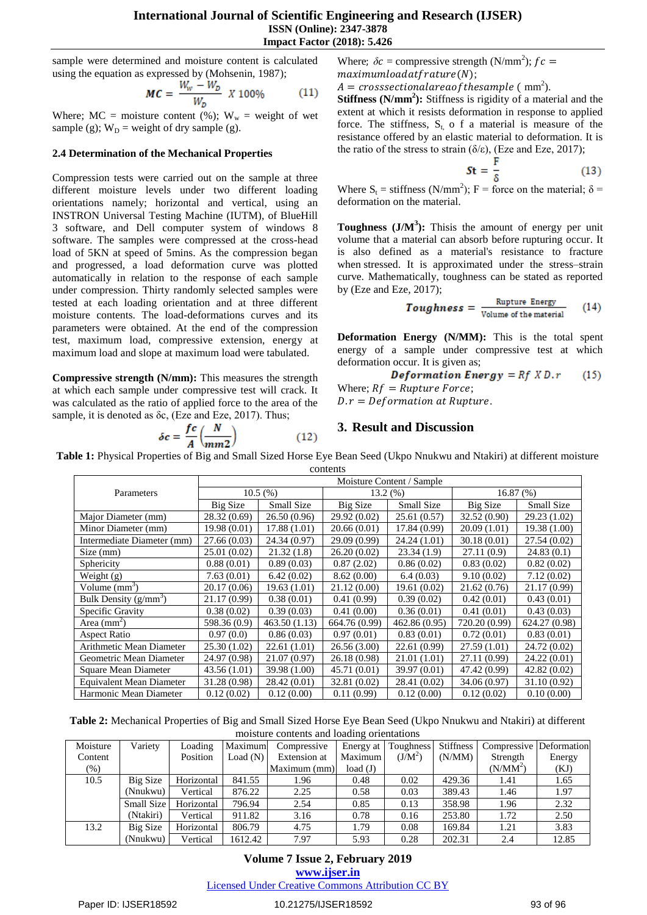sample were determined and moisture content is calculated using the equation as expressed by (Mohsenin, 1987);

$$MC = \frac{W_w - W_D}{W_D} \ X\ 100\% \qquad (11)$$

Where; MC = moisture content (%); $W_w$ = weight of wet sample (g); $W_D$ = weight of dry sample (g).

### 2.4 Determination of the Mechanical Properties

Compression tests were carried out on the sample at three different moisture levels under two different loading orientations namely; horizontal and vertical, using an INSTRON Universal Testing Machine (IUTM), of BlueHill 3 software, and Dell computer system of windows 8 software. The samples were compressed at the cross-head load of 5KN at speed of 5mins. As the compression began and progressed, a load deformation curve was plotted automatically in relation to the response of each sample under compression. Thirty randomly selected samples were tested at each loading orientation and at three different moisture contents. The load-deformations curves and its parameters were obtained. At the end of the compression test, maximum load, compressive extension, energy at maximum load and slope at maximum load were tabulated.

**Compressive strength (N/mm):** This measures the strength at which each sample under compressive test will crack. It was calculated as the ratio of applied force to the area of the sample, it is denoted as δc, (Eze and Eze, 2017). Thus;

$$\delta c = \frac{fc}{A}\left(\frac{N}{mm2}\right) \qquad (12)$$

Where; $\delta c$ = compressive strength (N/mm$^2$); $fc$ = $maximumloadatfracture(N)$;
$A = crosssectionalareaofthesample$ ( mm$^2$).

**Stiffness (N/mm$^2$):** Stiffness is rigidity of a material and the extent at which it resists deformation in response to applied force. The stiffness, $S_t$, o f a material is measure of the resistance offered by an elastic material to deformation. It is the ratio of the stress to strain (δ/ε), (Eze and Eze, 2017);

$$St = \frac{F}{\delta} \qquad (13)$$

Where $S_t$ = stiffness (N/mm$^2$); F = force on the material; δ = deformation on the material.

**Toughness (J/M$^3$):** Thisis the amount of energy per unit volume that a material can absorb before rupturing occur. It is also defined as a material's resistance to fracture when stressed. It is approximated under the stress–strain curve. Mathematically, toughness can be stated as reported by (Eze and Eze, 2017);

$$Toughness = \frac{\text{Rupture Energy}}{\text{Volume of the material}} \qquad (14)$$

**Deformation Energy (N/MM):** This is the total spent energy of a sample under compressive test at which deformation occur. It is given as;

$$Deformation\ Energy = Rf\ X\ D.r \qquad (15)$$

Where; $Rf = Rupture\ Force$;
$D.r = Deformation\ at\ Rupture$.

## 3. Result and Discussion

**Table 1:** Physical Properties of Big and Small Sized Horse Eye Bean Seed (Ukpo Nnukwu and Ntakiri) at different moisture contents

| Parameters | Moisture Content / Sample | | | | | |
|---|---|---|---|---|---|---|
| | 10.5 (%) | | 13.2 (%) | | 16.87 (%) | |
| | Big Size | Small Size | Big Size | Small Size | Big Size | Small Size |
| Major Diameter (mm) | 28.32 (0.69) | 26.50 (0.96) | 29.92 (0.02) | 25.61 (0.57) | 32.52 (0.90) | 29.23 (1.02) |
| Minor Diameter (mm) | 19.98 (0.01) | 17.88 (1.01) | 20.66 (0.01) | 17.84 (0.99) | 20.09 (1.01) | 19.38 (1.00) |
| Intermediate Diameter (mm) | 27.66 (0.03) | 24.34 (0.97) | 29.09 (0.99) | 24.24 (1.01) | 30.18 (0.01) | 27.54 (0.02) |
| Size (mm) | 25.01 (0.02) | 21.32 (1.8) | 26.20 (0.02) | 23.34 (1.9) | 27.11 (0.9) | 24.83 (0.1) |
| Sphericity | 0.88 (0.01) | 0.89 (0.03) | 0.87 (2.02) | 0.86 (0.02) | 0.83 (0.02) | 0.82 (0.02) |
| Weight (g) | 7.63 (0.01) | 6.42 (0.02) | 8.62 (0.00) | 6.4 (0.03) | 9.10 (0.02) | 7.12 (0.02) |
| Volume (mm$^3$) | 20.17 (0.06) | 19.63 (1.01) | 21.12 (0.00) | 19.61 (0.02) | 21.62 (0.76) | 21.17 (0.99) |
| Bulk Density (g/mm$^3$) | 21.17 (0.99) | 0.38 (0.01) | 0.41 (0.99) | 0.39 (0.02) | 0.42 (0.01) | 0.43 (0.01) |
| Specific Gravity | 0.38 (0.02) | 0.39 (0.03) | 0.41 (0.00) | 0.36 (0.01) | 0.41 (0.01) | 0.43 (0.03) |
| Area (mm$^2$) | 598.36 (0.9) | 463.50 (1.13) | 664.76 (0.99) | 462.86 (0.95) | 720.20 (0.99) | 624.27 (0.98) |
| Aspect Ratio | 0.97 (0.0) | 0.86 (0.03) | 0.97 (0.01) | 0.83 (0.01) | 0.72 (0.01) | 0.83 (0.01) |
| Arithmetic Mean Diameter | 25.30 (1.02) | 22.61 (1.01) | 26.56 (3.00) | 22.61 (0.99) | 27.59 (1.01) | 24.72 (0.02) |
| Geometric Mean Diameter | 24.97 (0.98) | 21.07 (0.97) | 26.18 (0.98) | 21.01 (1.01) | 27.11 (0.99) | 24.22 (0.01) |
| Square Mean Diameter | 43.56 (1.01) | 39.98 (1.00) | 45.71 (0.01) | 39.97 (0.01) | 47.42 (0.99) | 42.82 (0.02) |
| Equivalent Mean Diameter | 31.28 (0.98) | 28.42 (0.01) | 32.81 (0.02) | 28.41 (0.02) | 34.06 (0.97) | 31.10 (0.92) |
| Harmonic Mean Diameter | 0.12 (0.02) | 0.12 (0.00) | 0.11 (0.99) | 0.12 (0.00) | 0.12 (0.02) | 0.10 (0.00) |

**Table 2:** Mechanical Properties of Big and Small Sized Horse Eye Bean Seed (Ukpo Nnukwu and Ntakiri) at different moisture contents and loading orientations

| Moisture Content (%) | Variety | Loading Position | Maximum Load (N) | Compressive Extension at Maximum (mm) | Energy at Maximum load (J) | Toughness (J/M$^2$) | Stiffness (N/MM) | Compressive Strength (N/MM$^2$) | Deformation Energy (KJ) |
|---|---|---|---|---|---|---|---|---|---|
| 10.5 | Big Size (Nnukwu) | Horizontal | 841.55 | 1.96 | 0.48 | 0.02 | 429.36 | 1.41 | 1.65 |
| | | Vertical | 876.22 | 2.25 | 0.58 | 0.03 | 389.43 | 1.46 | 1.97 |
| | Small Size (Ntakiri) | Horizontal | 796.94 | 2.54 | 0.85 | 0.13 | 358.98 | 1.96 | 2.32 |
| | | Vertical | 911.82 | 3.16 | 0.78 | 0.16 | 253.80 | 1.72 | 2.50 |
| 13.2 | Big Size (Nnukwu) | Horizontal | 806.79 | 4.75 | 1.79 | 0.08 | 169.84 | 1.21 | 3.83 |
| | | Vertical | 1612.42 | 7.97 | 5.93 | 0.28 | 202.31 | 2.4 | 12.85 |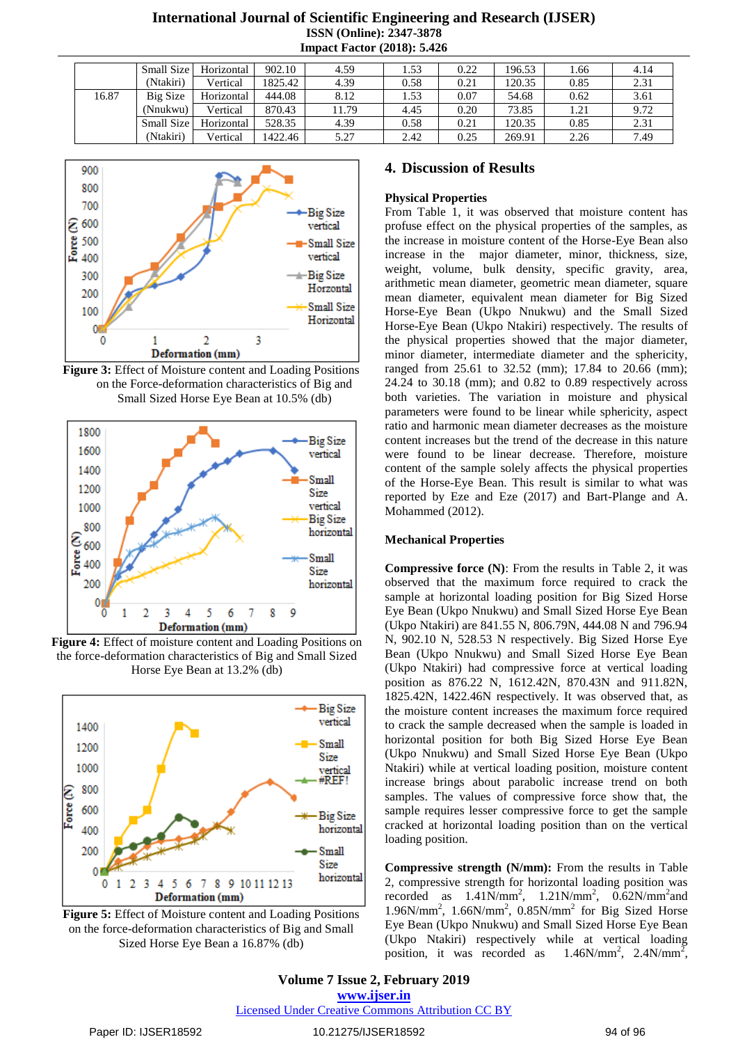|  | Small Size | Horizontal | 902.10 | 4.59 | 1.53 | 0.22 | 196.53 | 1.66 | 4.14 |
|---|---|---|---|---|---|---|---|---|---|
|  | (Ntakiri) | Vertical | 1825.42 | 4.39 | 0.58 | 0.21 | 120.35 | 0.85 | 2.31 |
| 16.87 | Big Size | Horizontal | 444.08 | 8.12 | 1.53 | 0.07 | 54.68 | 0.62 | 3.61 |
|  | (Nnukwu) | Vertical | 870.43 | 11.79 | 4.45 | 0.20 | 73.85 | 1.21 | 9.72 |
|  | Small Size | Horizontal | 528.35 | 4.39 | 0.58 | 0.21 | 120.35 | 0.85 | 2.31 |
|  | (Ntakiri) | Vertical | 1422.46 | 5.27 | 2.42 | 0.25 | 269.91 | 2.26 | 7.49 |

**Figure 3:** Effect of Moisture content and Loading Positions on the Force-deformation characteristics of Big and Small Sized Horse Eye Bean at 10.5% (db)

**Figure 4:** Effect of moisture content and Loading Positions on the force-deformation characteristics of Big and Small Sized Horse Eye Bean at 13.2% (db)

**Figure 5:** Effect of Moisture content and Loading Positions on the force-deformation characteristics of Big and Small Sized Horse Eye Bean a 16.87% (db)

## 4. Discussion of Results

### Physical Properties

From Table 1, it was observed that moisture content has profuse effect on the physical properties of the samples, as the increase in moisture content of the Horse-Eye Bean also increase in the major diameter, minor, thickness, size, weight, volume, bulk density, specific gravity, area, arithmetic mean diameter, geometric mean diameter, square mean diameter, equivalent mean diameter for Big Sized Horse-Eye Bean (Ukpo Nnukwu) and the Small Sized Horse-Eye Bean (Ukpo Ntakiri) respectively. The results of the physical properties showed that the major diameter, minor diameter, intermediate diameter and the sphericity, ranged from 25.61 to 32.52 (mm); 17.84 to 20.66 (mm); 24.24 to 30.18 (mm); and 0.82 to 0.89 respectively across both varieties. The variation in moisture and physical parameters were found to be linear while sphericity, aspect ratio and harmonic mean diameter decreases as the moisture content increases but the trend of the decrease in this nature were found to be linear decrease. Therefore, moisture content of the sample solely affects the physical properties of the Horse-Eye Bean. This result is similar to what was reported by Eze and Eze (2017) and Bart-Plange and A. Mohammed (2012).

### Mechanical Properties

**Compressive force (N)**: From the results in Table 2, it was observed that the maximum force required to crack the sample at horizontal loading position for Big Sized Horse Eye Bean (Ukpo Nnukwu) and Small Sized Horse Eye Bean (Ukpo Ntakiri) are 841.55 N, 806.79N, 444.08 N and 796.94 N, 902.10 N, 528.53 N respectively. Big Sized Horse Eye Bean (Ukpo Nnukwu) and Small Sized Horse Eye Bean (Ukpo Ntakiri) had compressive force at vertical loading position as 876.22 N, 1612.42N, 870.43N and 911.82N, 1825.42N, 1422.46N respectively. It was observed that, as the moisture content increases the maximum force required to crack the sample decreased when the sample is loaded in horizontal position for both Big Sized Horse Eye Bean (Ukpo Nnukwu) and Small Sized Horse Eye Bean (Ukpo Ntakiri) while at vertical loading position, moisture content increase brings about parabolic increase trend on both samples. The values of compressive force show that, the sample requires lesser compressive force to get the sample cracked at horizontal loading position than on the vertical loading position.

**Compressive strength (N/mm):** From the results in Table 2, compressive strength for horizontal loading position was recorded as $1.41\text{N/mm}^2$, $1.21\text{N/mm}^2$, $0.62\text{N/mm}^2$and $1.96\text{N/mm}^2$, $1.66\text{N/mm}^2$, $0.85\text{N/mm}^2$ for Big Sized Horse Eye Bean (Ukpo Nnukwu) and Small Sized Horse Eye Bean (Ukpo Ntakiri) respectively while at vertical loading position, it was recorded as $1.46\text{N/mm}^2$, $2.4\text{N/mm}^2$,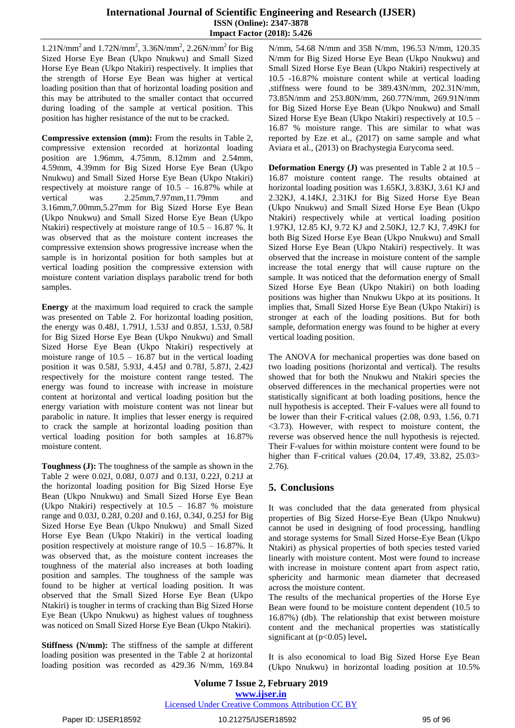$1.21 N/mm^2$ and $1.72 N/mm^2$, $3.36 N/mm^2$, $2.26 N/mm^2$ for Big Sized Horse Eye Bean (Ukpo Nnukwu) and Small Sized Horse Eye Bean (Ukpo Ntakiri) respectively. It implies that the strength of Horse Eye Bean was higher at vertical loading position than that of horizontal loading position and this may be attributed to the smaller contact that occurred during loading of the sample at vertical position. This position has higher resistance of the nut to be cracked.

**Compressive extension (mm):** From the results in Table 2, compressive extension recorded at horizontal loading position are 1.96mm, 4.75mm, 8.12mm and 2.54mm, 4.59mm, 4.39mm for Big Sized Horse Eye Bean (Ukpo Nnukwu) and Small Sized Horse Eye Bean (Ukpo Ntakiri) respectively at moisture range of 10.5 – 16.87% while at vertical was 2.25mm,7.97mm,11.79mm and 3.16mm,7.00mm,5.27mm for Big Sized Horse Eye Bean (Ukpo Nnukwu) and Small Sized Horse Eye Bean (Ukpo Ntakiri) respectively at moisture range of 10.5 – 16.87 %. It was observed that as the moisture content increases the compressive extension shows progressive increase when the sample is in horizontal position for both samples but at vertical loading position the compressive extension with moisture content variation displays parabolic trend for both samples.

**Energy** at the maximum load required to crack the sample was presented on Table 2. For horizontal loading position, the energy was 0.48J, 1.791J, 1.53J and 0.85J, 1.53J, 0.58J for Big Sized Horse Eye Bean (Ukpo Nnukwu) and Small Sized Horse Eye Bean (Ukpo Ntakiri) respectively at moisture range of 10.5 – 16.87 but in the vertical loading position it was 0.58J, 5.93J, 4.45J and 0.78J, 5.87J, 2.42J respectively for the moisture content range tested. The energy was found to increase with increase in moisture content at horizontal and vertical loading position but the energy variation with moisture content was not linear but parabolic in nature. It implies that lesser energy is required to crack the sample at horizontal loading position than vertical loading position for both samples at 16.87% moisture content.

**Toughness (J):** The toughness of the sample as shown in the Table 2 were 0.02J, 0.08J, 0.07J and 0.13J, 0.22J, 0.21J at the horizontal loading position for Big Sized Horse Eye Bean (Ukpo Nnukwu) and Small Sized Horse Eye Bean (Ukpo Ntakiri) respectively at 10.5 – 16.87 % moisture range and 0.03J, 0.28J, 0.20J and 0.16J, 0.34J, 0.25J for Big Sized Horse Eye Bean (Ukpo Nnukwu) and Small Sized Horse Eye Bean (Ukpo Ntakiri) in the vertical loading position respectively at moisture range of 10.5 – 16.87%. It was observed that, as the moisture content increases the toughness of the material also increases at both loading position and samples. The toughness of the sample was found to be higher at vertical loading position. It was observed that the Small Sized Horse Eye Bean (Ukpo Ntakiri) is tougher in terms of cracking than Big Sized Horse Eye Bean (Ukpo Nnukwu) as highest values of toughness was noticed on Small Sized Horse Eye Bean (Ukpo Ntakiri).

**Stiffness (N/mm):** The stiffness of the sample at different loading position was presented in the Table 2 at horizontal loading position was recorded as 429.36 N/mm, 169.84 N/mm, 54.68 N/mm and 358 N/mm, 196.53 N/mm, 120.35 N/mm for Big Sized Horse Eye Bean (Ukpo Nnukwu) and Small Sized Horse Eye Bean (Ukpo Ntakiri) respectively at 10.5 -16.87% moisture content while at vertical loading ,stiffness were found to be 389.43N/mm, 202.31N/mm, 73.85N/mm and 253.80N/mm, 260.77N/mm, 269.91N/mm for Big Sized Horse Eye Bean (Ukpo Nnukwu) and Small Sized Horse Eye Bean (Ukpo Ntakiri) respectively at 10.5 – 16.87 % moisture range. This are similar to what was reported by Eze et al., (2017) on same sample and what Aviara et al., (2013) on Brachystegia Eurycoma seed.

**Deformation Energy (J)** was presented in Table 2 at 10.5 – 16.87 moisture content range. The results obtained at horizontal loading position was 1.65KJ, 3.83KJ, 3.61 KJ and 2.32KJ, 4.14KJ, 2.31KJ for Big Sized Horse Eye Bean (Ukpo Nnukwu) and Small Sized Horse Eye Bean (Ukpo Ntakiri) respectively while at vertical loading position 1.97KJ, 12.85 KJ, 9.72 KJ and 2.50KJ, 12.7 KJ, 7.49KJ for both Big Sized Horse Eye Bean (Ukpo Nnukwu) and Small Sized Horse Eye Bean (Ukpo Ntakiri) respectively. It was observed that the increase in moisture content of the sample increase the total energy that will cause rupture on the sample. It was noticed that the deformation energy of Small Sized Horse Eye Bean (Ukpo Ntakiri) on both loading positions was higher than Nnukwu Ukpo at its positions. It implies that, Small Sized Horse Eye Bean (Ukpo Ntakiri) is stronger at each of the loading positions. But for both sample, deformation energy was found to be higher at every vertical loading position.

The ANOVA for mechanical properties was done based on two loading positions (horizontal and vertical). The results showed that for both the Nnukwu and Ntakiri species the observed differences in the mechanical properties were not statistically significant at both loading positions, hence the null hypothesis is accepted. Their F-values were all found to be lower than their F-critical values (2.08, 0.93, 1.56, 0.71 <3.73). However, with respect to moisture content, the reverse was observed hence the null hypothesis is rejected. Their F-values for within moisture content were found to be higher than F-critical values (20.04, 17.49, 33.82, 25.03> 2.76).

## 5. Conclusions

It was concluded that the data generated from physical properties of Big Sized Horse-Eye Bean (Ukpo Nnukwu) cannot be used in designing of food processing, handling and storage systems for Small Sized Horse-Eye Bean (Ukpo Ntakiri) as physical properties of both species tested varied linearly with moisture content. Most were found to increase with increase in moisture content apart from aspect ratio, sphericity and harmonic mean diameter that decreased across the moisture content.

The results of the mechanical properties of the Horse Eye Bean were found to be moisture content dependent (10.5 to 16.87%) (db). The relationship that exist between moisture content and the mechanical properties was statistically significant at ($p<0.05$) level**.**

It is also economical to load Big Sized Horse Eye Bean (Ukpo Nnukwu) in horizontal loading position at 10.5%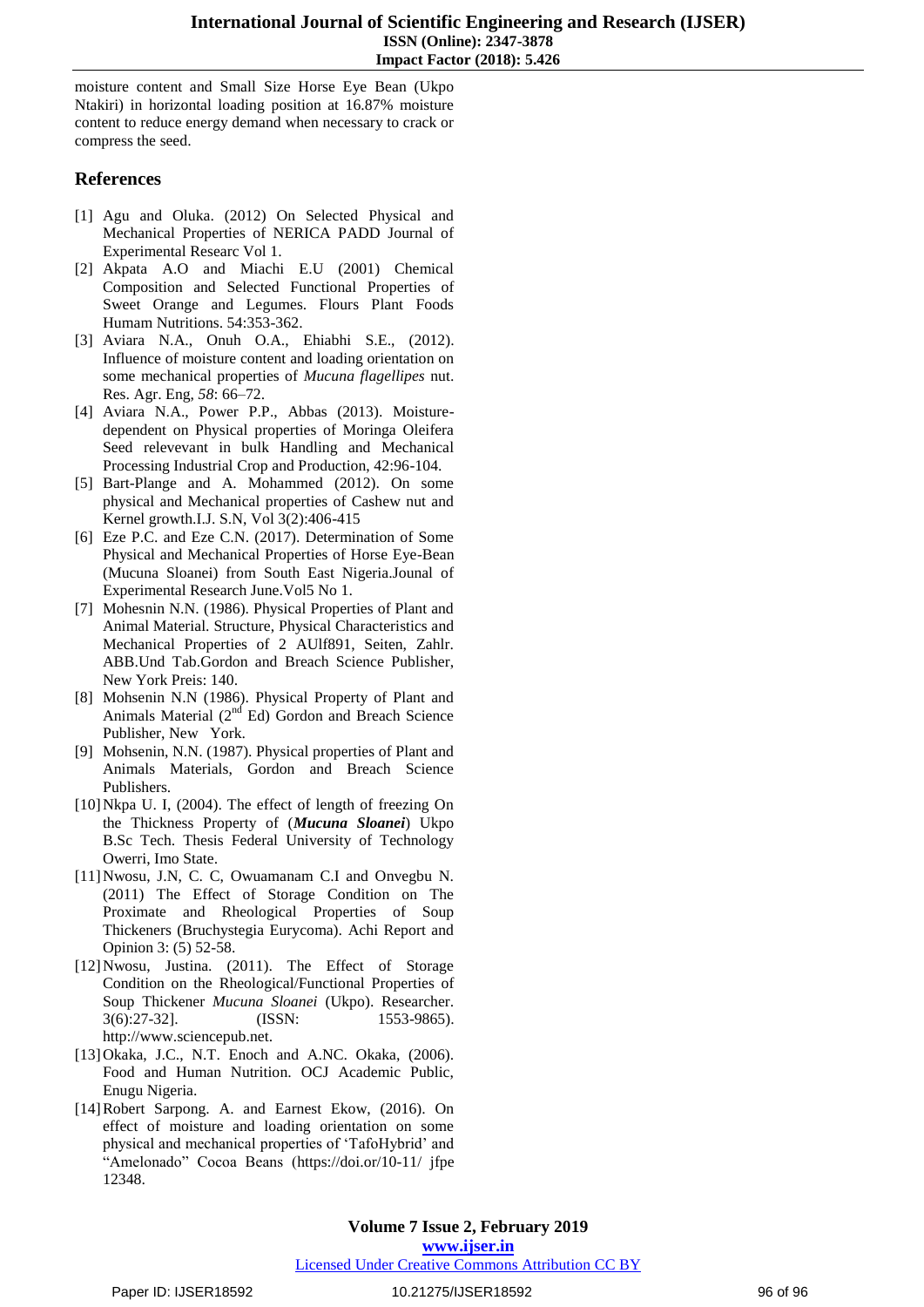moisture content and Small Size Horse Eye Bean (Ukpo Ntakiri) in horizontal loading position at 16.87% moisture content to reduce energy demand when necessary to crack or compress the seed.

## References

[1] Agu and Oluka. (2012) On Selected Physical and Mechanical Properties of NERICA PADD Journal of Experimental Researc Vol 1.

[2] Akpata A.O and Miachi E.U (2001) Chemical Composition and Selected Functional Properties of Sweet Orange and Legumes. Flours Plant Foods Humam Nutritions. 54:353-362.

[3] Aviara N.A., Onuh O.A., Ehiabhi S.E., (2012). Influence of moisture content and loading orientation on some mechanical properties of *Mucuna flagellipes* nut. Res. Agr. Eng, *58*: 66–72.

[4] Aviara N.A., Power P.P., Abbas (2013). Moisture-dependent on Physical properties of Moringa Oleifera Seed relevevant in bulk Handling and Mechanical Processing Industrial Crop and Production, 42:96-104.

[5] Bart-Plange and A. Mohammed (2012). On some physical and Mechanical properties of Cashew nut and Kernel growth.I.J. S.N, Vol 3(2):406-415

[6] Eze P.C. and Eze C.N. (2017). Determination of Some Physical and Mechanical Properties of Horse Eye-Bean (Mucuna Sloanei) from South East Nigeria.Jounal of Experimental Research June.Vol5 No 1.

[7] Mohesnin N.N. (1986). Physical Properties of Plant and Animal Material. Structure, Physical Characteristics and Mechanical Properties of 2 AUlf891, Seiten, Zahlr. ABB.Und Tab.Gordon and Breach Science Publisher, New York Preis: 140.

[8] Mohsenin N.N (1986). Physical Property of Plant and Animals Material (2nd Ed) Gordon and Breach Science Publisher, New York.

[9] Mohsenin, N.N. (1987). Physical properties of Plant and Animals Materials, Gordon and Breach Science Publishers.

[10] Nkpa U. I, (2004). The effect of length of freezing On the Thickness Property of (***Mucuna Sloanei***) Ukpo B.Sc Tech. Thesis Federal University of Technology Owerri, Imo State.

[11] Nwosu, J.N, C. C, Owuamanam C.I and Onvegbu N. (2011) The Effect of Storage Condition on The Proximate and Rheological Properties of Soup Thickeners (Bruchystegia Eurycoma). Achi Report and Opinion 3: (5) 52-58.

[12] Nwosu, Justina. (2011). The Effect of Storage Condition on the Rheological/Functional Properties of Soup Thickener *Mucuna Sloanei* (Ukpo). Researcher. 3(6):27-32]. (ISSN: 1553-9865). http://www.sciencepub.net.

[13] Okaka, J.C., N.T. Enoch and A.NC. Okaka, (2006). Food and Human Nutrition. OCJ Academic Public, Enugu Nigeria.

[14] Robert Sarpong. A. and Earnest Ekow, (2016). On effect of moisture and loading orientation on some physical and mechanical properties of 'TafoHybrid' and "Amelonado" Cocoa Beans (https://doi.or/10-11/ jfpe 12348.